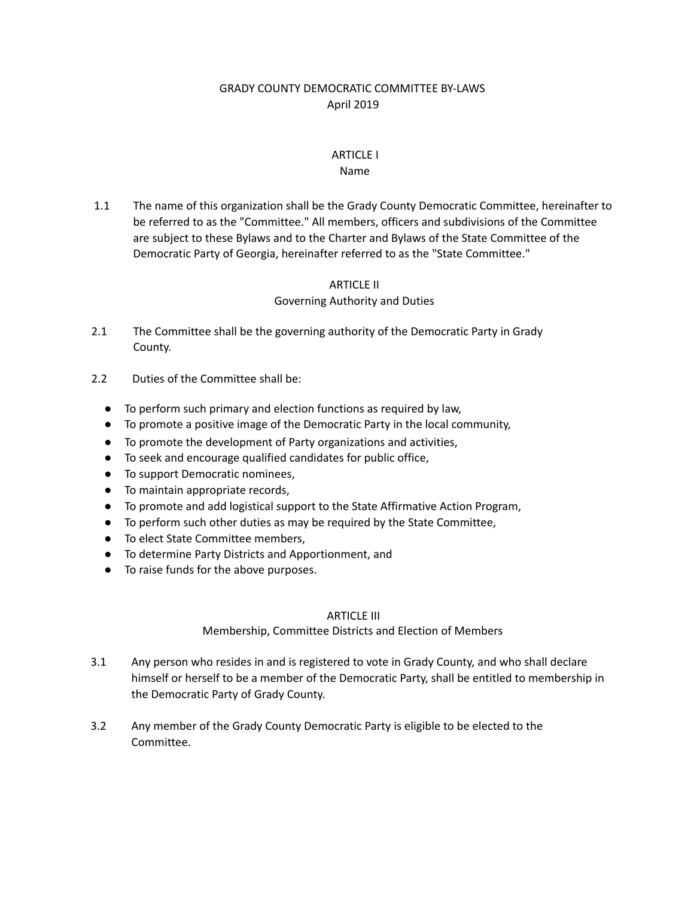# GRADY COUNTY DEMOCRATIC COMMITTEE BY-LAWS
April 2019

## ARTICLE I
Name

1.1 The name of this organization shall be the Grady County Democratic Committee, hereinafter to be referred to as the "Committee." All members, officers and subdivisions of the Committee are subject to these Bylaws and to the Charter and Bylaws of the State Committee of the Democratic Party of Georgia, hereinafter referred to as the "State Committee."

## ARTICLE II
Governing Authority and Duties

2.1 The Committee shall be the governing authority of the Democratic Party in Grady County.

2.2 Duties of the Committee shall be:

- To perform such primary and election functions as required by law,
- To promote a positive image of the Democratic Party in the local community,
- To promote the development of Party organizations and activities,
- To seek and encourage qualified candidates for public office,
- To support Democratic nominees,
- To maintain appropriate records,
- To promote and add logistical support to the State Affirmative Action Program,
- To perform such other duties as may be required by the State Committee,
- To elect State Committee members,
- To determine Party Districts and Apportionment, and
- To raise funds for the above purposes.

## ARTICLE III
Membership, Committee Districts and Election of Members

3.1 Any person who resides in and is registered to vote in Grady County, and who shall declare himself or herself to be a member of the Democratic Party, shall be entitled to membership in the Democratic Party of Grady County.

3.2 Any member of the Grady County Democratic Party is eligible to be elected to the Committee.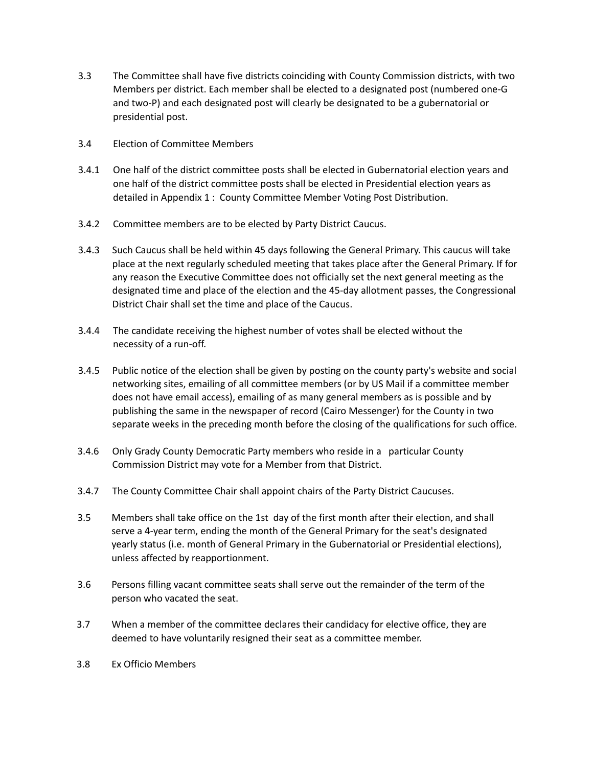3.3 The Committee shall have five districts coinciding with County Commission districts, with two Members per district. Each member shall be elected to a designated post (numbered one-G and two-P) and each designated post will clearly be designated to be a gubernatorial or presidential post.

3.4 Election of Committee Members

3.4.1 One half of the district committee posts shall be elected in Gubernatorial election years and one half of the district committee posts shall be elected in Presidential election years as detailed in Appendix 1 : County Committee Member Voting Post Distribution.

3.4.2 Committee members are to be elected by Party District Caucus.

3.4.3 Such Caucus shall be held within 45 days following the General Primary. This caucus will take place at the next regularly scheduled meeting that takes place after the General Primary. If for any reason the Executive Committee does not officially set the next general meeting as the designated time and place of the election and the 45-day allotment passes, the Congressional District Chair shall set the time and place of the Caucus.

3.4.4 The candidate receiving the highest number of votes shall be elected without the necessity of a run-off.

3.4.5 Public notice of the election shall be given by posting on the county party's website and social networking sites, emailing of all committee members (or by US Mail if a committee member does not have email access), emailing of as many general members as is possible and by publishing the same in the newspaper of record (Cairo Messenger) for the County in two separate weeks in the preceding month before the closing of the qualifications for such office.

3.4.6 Only Grady County Democratic Party members who reside in a particular County Commission District may vote for a Member from that District.

3.4.7 The County Committee Chair shall appoint chairs of the Party District Caucuses.

3.5 Members shall take office on the 1st day of the first month after their election, and shall serve a 4-year term, ending the month of the General Primary for the seat's designated yearly status (i.e. month of General Primary in the Gubernatorial or Presidential elections), unless affected by reapportionment.

3.6 Persons filling vacant committee seats shall serve out the remainder of the term of the person who vacated the seat.

3.7 When a member of the committee declares their candidacy for elective office, they are deemed to have voluntarily resigned their seat as a committee member.

3.8 Ex Officio Members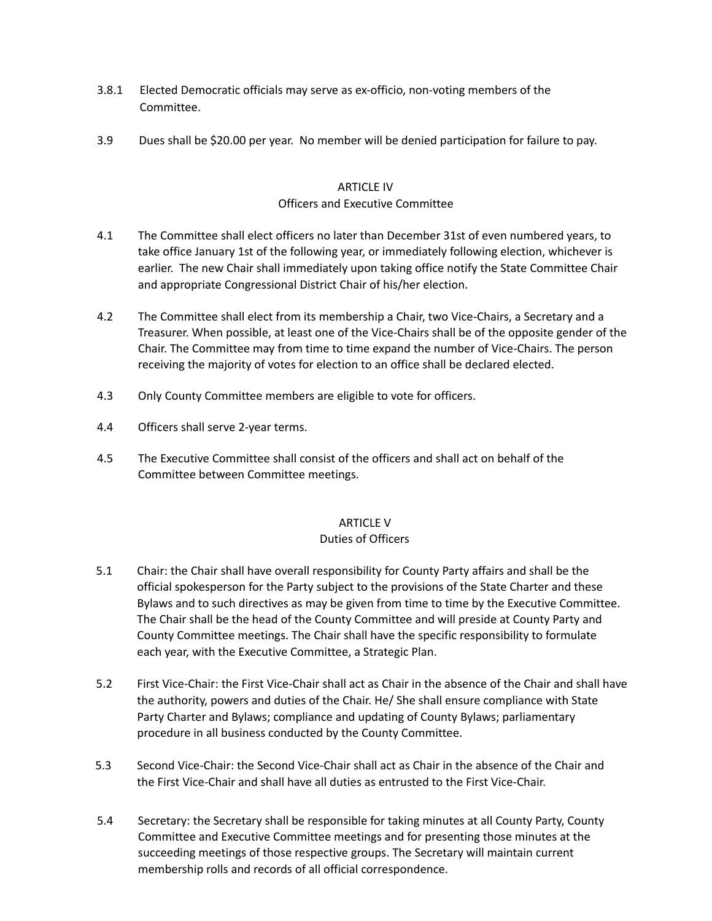3.8.1 Elected Democratic officials may serve as ex-officio, non-voting members of the Committee.

3.9 Dues shall be $20.00 per year. No member will be denied participation for failure to pay.

## ARTICLE IV
## Officers and Executive Committee

4.1 The Committee shall elect officers no later than December 31st of even numbered years, to take office January 1st of the following year, or immediately following election, whichever is earlier. The new Chair shall immediately upon taking office notify the State Committee Chair and appropriate Congressional District Chair of his/her election.

4.2 The Committee shall elect from its membership a Chair, two Vice-Chairs, a Secretary and a Treasurer. When possible, at least one of the Vice-Chairs shall be of the opposite gender of the Chair. The Committee may from time to time expand the number of Vice-Chairs. The person receiving the majority of votes for election to an office shall be declared elected.

4.3 Only County Committee members are eligible to vote for officers.

4.4 Officers shall serve 2-year terms.

4.5 The Executive Committee shall consist of the officers and shall act on behalf of the Committee between Committee meetings.

## ARTICLE V
## Duties of Officers

5.1 Chair: the Chair shall have overall responsibility for County Party affairs and shall be the official spokesperson for the Party subject to the provisions of the State Charter and these Bylaws and to such directives as may be given from time to time by the Executive Committee. The Chair shall be the head of the County Committee and will preside at County Party and County Committee meetings. The Chair shall have the specific responsibility to formulate each year, with the Executive Committee, a Strategic Plan.

5.2 First Vice-Chair: the First Vice-Chair shall act as Chair in the absence of the Chair and shall have the authority, powers and duties of the Chair. He/ She shall ensure compliance with State Party Charter and Bylaws; compliance and updating of County Bylaws; parliamentary procedure in all business conducted by the County Committee.

5.3 Second Vice-Chair: the Second Vice-Chair shall act as Chair in the absence of the Chair and the First Vice-Chair and shall have all duties as entrusted to the First Vice-Chair.

5.4 Secretary: the Secretary shall be responsible for taking minutes at all County Party, County Committee and Executive Committee meetings and for presenting those minutes at the succeeding meetings of those respective groups. The Secretary will maintain current membership rolls and records of all official correspondence.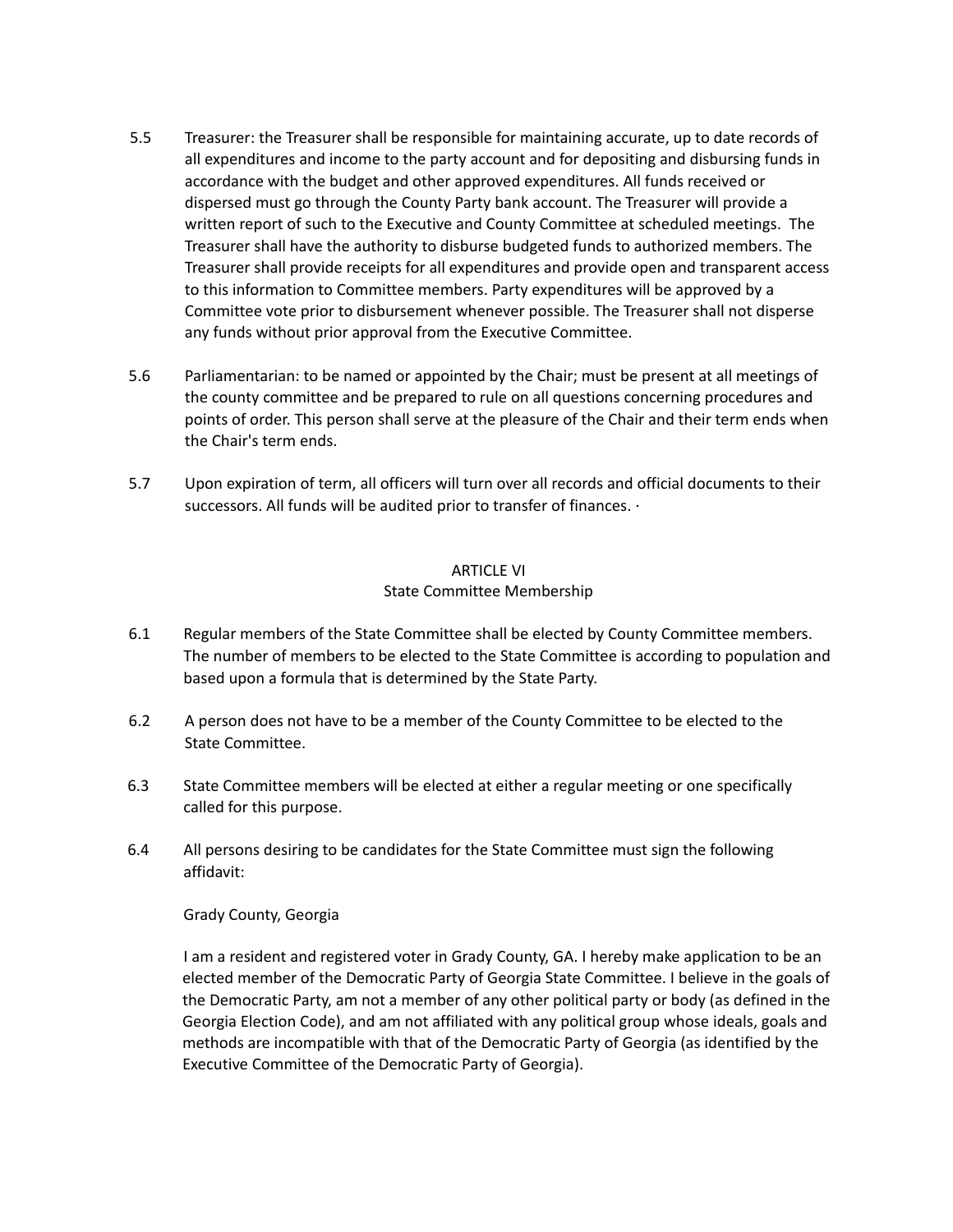5.5 Treasurer: the Treasurer shall be responsible for maintaining accurate, up to date records of all expenditures and income to the party account and for depositing and disbursing funds in accordance with the budget and other approved expenditures. All funds received or dispersed must go through the County Party bank account. The Treasurer will provide a written report of such to the Executive and County Committee at scheduled meetings. The Treasurer shall have the authority to disburse budgeted funds to authorized members. The Treasurer shall provide receipts for all expenditures and provide open and transparent access to this information to Committee members. Party expenditures will be approved by a Committee vote prior to disbursement whenever possible. The Treasurer shall not disperse any funds without prior approval from the Executive Committee.

5.6 Parliamentarian: to be named or appointed by the Chair; must be present at all meetings of the county committee and be prepared to rule on all questions concerning procedures and points of order. This person shall serve at the pleasure of the Chair and their term ends when the Chair's term ends.

5.7 Upon expiration of term, all officers will turn over all records and official documents to their successors. All funds will be audited prior to transfer of finances. ·

## ARTICLE VI
## State Committee Membership

6.1 Regular members of the State Committee shall be elected by County Committee members. The number of members to be elected to the State Committee is according to population and based upon a formula that is determined by the State Party.

6.2 A person does not have to be a member of the County Committee to be elected to the State Committee.

6.3 State Committee members will be elected at either a regular meeting or one specifically called for this purpose.

6.4 All persons desiring to be candidates for the State Committee must sign the following affidavit:

Grady County, Georgia

I am a resident and registered voter in Grady County, GA. I hereby make application to be an elected member of the Democratic Party of Georgia State Committee. I believe in the goals of the Democratic Party, am not a member of any other political party or body (as defined in the Georgia Election Code), and am not affiliated with any political group whose ideals, goals and methods are incompatible with that of the Democratic Party of Georgia (as identified by the Executive Committee of the Democratic Party of Georgia).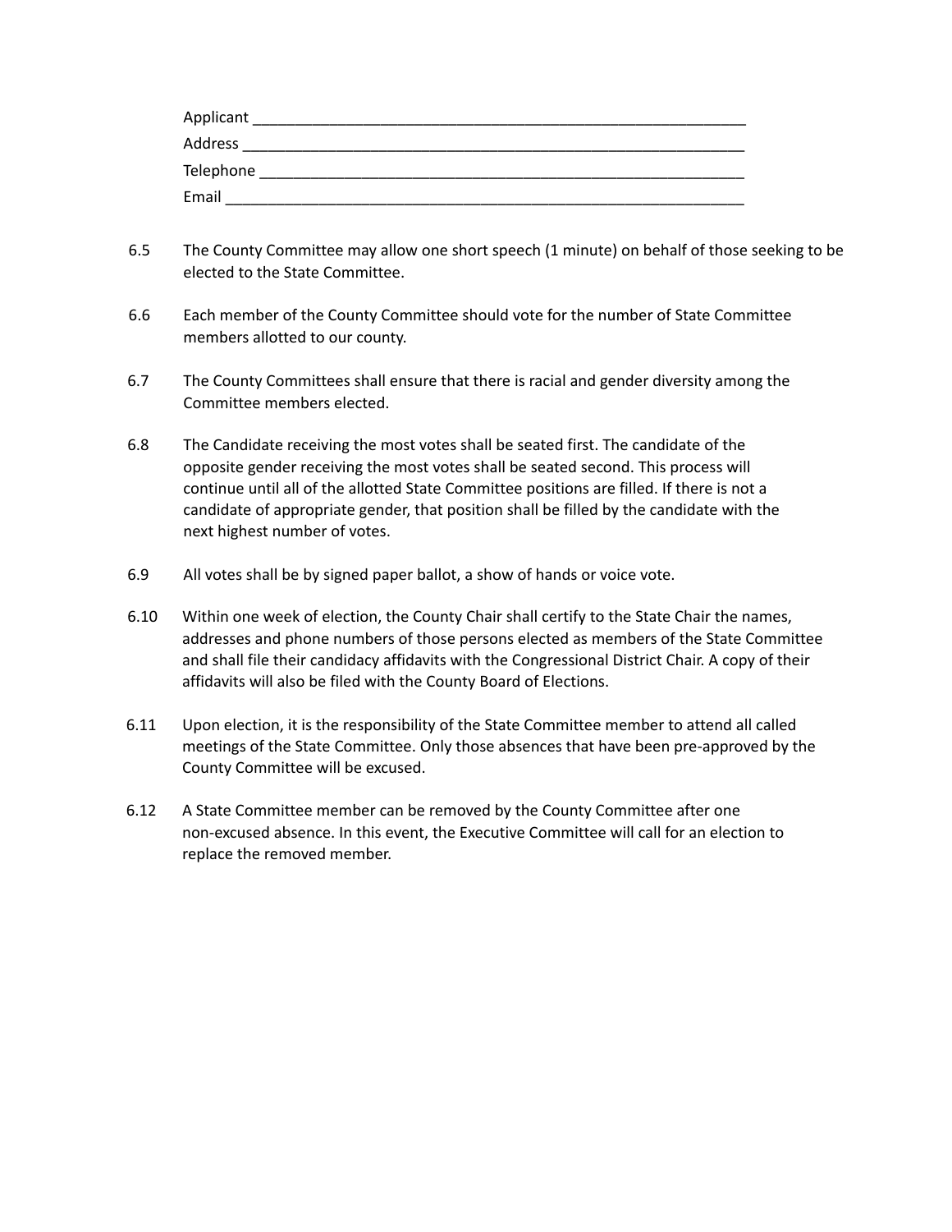Applicant ____________________________________________________________
Address ______________________________________________________________
Telephone ____________________________________________________________
Email ________________________________________________________________

6.5 The County Committee may allow one short speech (1 minute) on behalf of those seeking to be elected to the State Committee.

6.6 Each member of the County Committee should vote for the number of State Committee members allotted to our county.

6.7 The County Committees shall ensure that there is racial and gender diversity among the Committee members elected.

6.8 The Candidate receiving the most votes shall be seated first. The candidate of the opposite gender receiving the most votes shall be seated second. This process will continue until all of the allotted State Committee positions are filled. If there is not a candidate of appropriate gender, that position shall be filled by the candidate with the next highest number of votes.

6.9 All votes shall be by signed paper ballot, a show of hands or voice vote.

6.10 Within one week of election, the County Chair shall certify to the State Chair the names, addresses and phone numbers of those persons elected as members of the State Committee and shall file their candidacy affidavits with the Congressional District Chair. A copy of their affidavits will also be filed with the County Board of Elections.

6.11 Upon election, it is the responsibility of the State Committee member to attend all called meetings of the State Committee. Only those absences that have been pre-approved by the County Committee will be excused.

6.12 A State Committee member can be removed by the County Committee after one non-excused absence. In this event, the Executive Committee will call for an election to replace the removed member.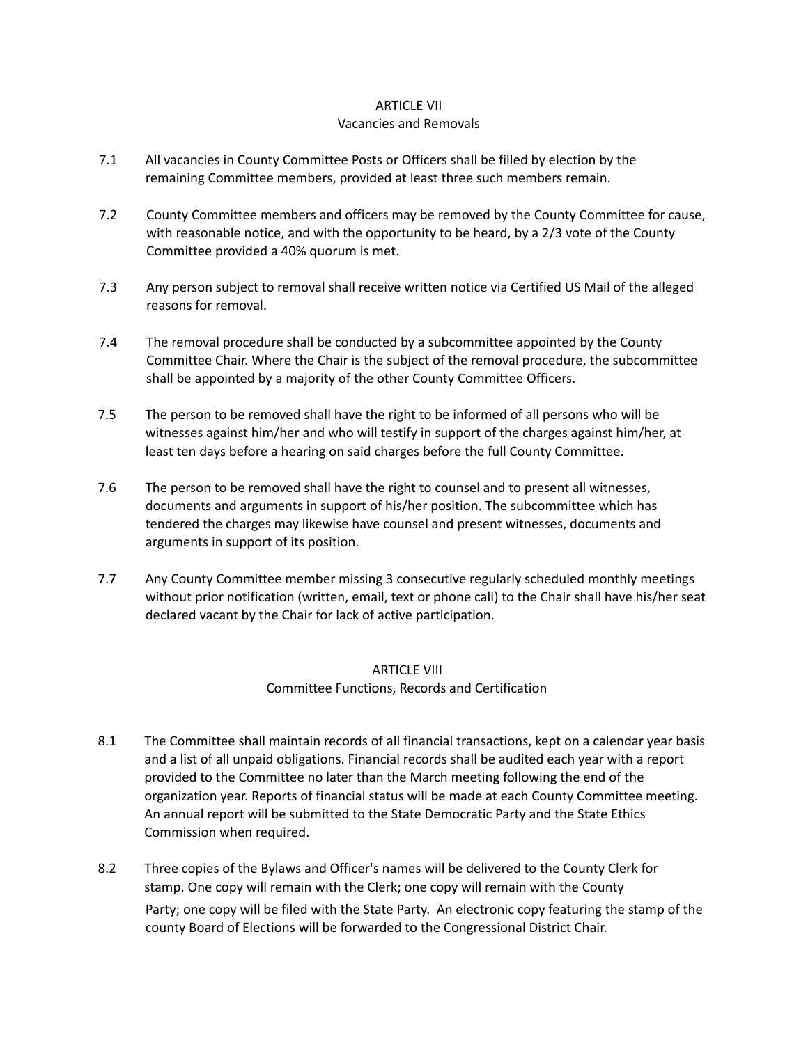## ARTICLE VII
### Vacancies and Removals

7.1 All vacancies in County Committee Posts or Officers shall be filled by election by the remaining Committee members, provided at least three such members remain.

7.2 County Committee members and officers may be removed by the County Committee for cause, with reasonable notice, and with the opportunity to be heard, by a 2/3 vote of the County Committee provided a 40% quorum is met.

7.3 Any person subject to removal shall receive written notice via Certified US Mail of the alleged reasons for removal.

7.4 The removal procedure shall be conducted by a subcommittee appointed by the County Committee Chair. Where the Chair is the subject of the removal procedure, the subcommittee shall be appointed by a majority of the other County Committee Officers.

7.5 The person to be removed shall have the right to be informed of all persons who will be witnesses against him/her and who will testify in support of the charges against him/her, at least ten days before a hearing on said charges before the full County Committee.

7.6 The person to be removed shall have the right to counsel and to present all witnesses, documents and arguments in support of his/her position. The subcommittee which has tendered the charges may likewise have counsel and present witnesses, documents and arguments in support of its position.

7.7 Any County Committee member missing 3 consecutive regularly scheduled monthly meetings without prior notification (written, email, text or phone call) to the Chair shall have his/her seat declared vacant by the Chair for lack of active participation.

## ARTICLE VIII
### Committee Functions, Records and Certification

8.1 The Committee shall maintain records of all financial transactions, kept on a calendar year basis and a list of all unpaid obligations. Financial records shall be audited each year with a report provided to the Committee no later than the March meeting following the end of the organization year. Reports of financial status will be made at each County Committee meeting. An annual report will be submitted to the State Democratic Party and the State Ethics Commission when required.

8.2 Three copies of the Bylaws and Officer's names will be delivered to the County Clerk for stamp. One copy will remain with the Clerk; one copy will remain with the County Party; one copy will be filed with the State Party. An electronic copy featuring the stamp of the county Board of Elections will be forwarded to the Congressional District Chair.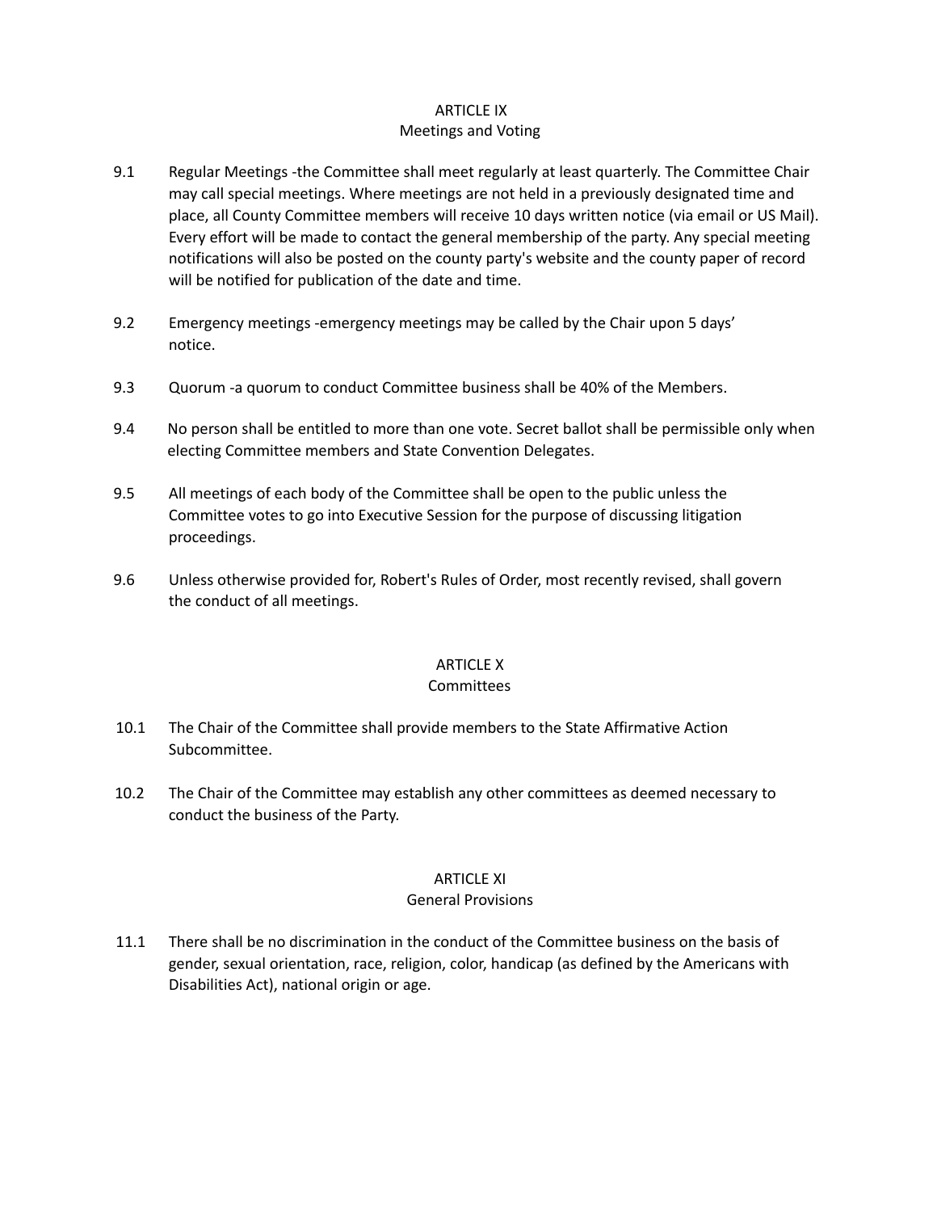## ARTICLE IX
### Meetings and Voting

9.1 Regular Meetings -the Committee shall meet regularly at least quarterly. The Committee Chair may call special meetings. Where meetings are not held in a previously designated time and place, all County Committee members will receive 10 days written notice (via email or US Mail). Every effort will be made to contact the general membership of the party. Any special meeting notifications will also be posted on the county party's website and the county paper of record will be notified for publication of the date and time.

9.2 Emergency meetings -emergency meetings may be called by the Chair upon 5 days' notice.

9.3 Quorum -a quorum to conduct Committee business shall be 40% of the Members.

9.4 No person shall be entitled to more than one vote. Secret ballot shall be permissible only when electing Committee members and State Convention Delegates.

9.5 All meetings of each body of the Committee shall be open to the public unless the Committee votes to go into Executive Session for the purpose of discussing litigation proceedings.

9.6 Unless otherwise provided for, Robert's Rules of Order, most recently revised, shall govern the conduct of all meetings.

## ARTICLE X
### Committees

10.1 The Chair of the Committee shall provide members to the State Affirmative Action Subcommittee.

10.2 The Chair of the Committee may establish any other committees as deemed necessary to conduct the business of the Party.

## ARTICLE XI
### General Provisions

11.1 There shall be no discrimination in the conduct of the Committee business on the basis of gender, sexual orientation, race, religion, color, handicap (as defined by the Americans with Disabilities Act), national origin or age.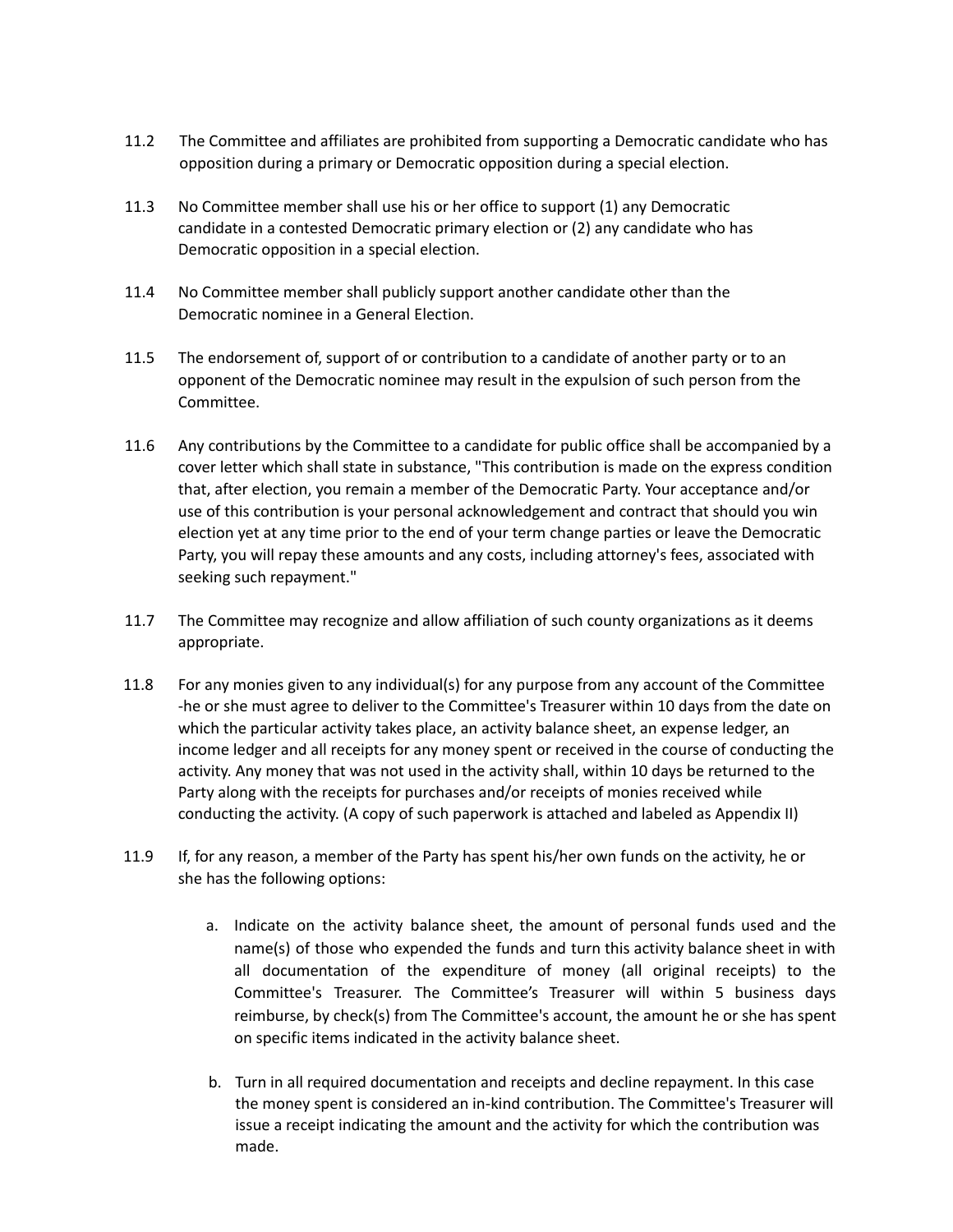11.2 The Committee and affiliates are prohibited from supporting a Democratic candidate who has opposition during a primary or Democratic opposition during a special election.

11.3 No Committee member shall use his or her office to support (1) any Democratic candidate in a contested Democratic primary election or (2) any candidate who has Democratic opposition in a special election.

11.4 No Committee member shall publicly support another candidate other than the Democratic nominee in a General Election.

11.5 The endorsement of, support of or contribution to a candidate of another party or to an opponent of the Democratic nominee may result in the expulsion of such person from the Committee.

11.6 Any contributions by the Committee to a candidate for public office shall be accompanied by a cover letter which shall state in substance, "This contribution is made on the express condition that, after election, you remain a member of the Democratic Party. Your acceptance and/or use of this contribution is your personal acknowledgement and contract that should you win election yet at any time prior to the end of your term change parties or leave the Democratic Party, you will repay these amounts and any costs, including attorney's fees, associated with seeking such repayment."

11.7 The Committee may recognize and allow affiliation of such county organizations as it deems appropriate.

11.8 For any monies given to any individual(s) for any purpose from any account of the Committee -he or she must agree to deliver to the Committee's Treasurer within 10 days from the date on which the particular activity takes place, an activity balance sheet, an expense ledger, an income ledger and all receipts for any money spent or received in the course of conducting the activity. Any money that was not used in the activity shall, within 10 days be returned to the Party along with the receipts for purchases and/or receipts of monies received while conducting the activity. (A copy of such paperwork is attached and labeled as Appendix II)

11.9 If, for any reason, a member of the Party has spent his/her own funds on the activity, he or she has the following options:

a. Indicate on the activity balance sheet, the amount of personal funds used and the name(s) of those who expended the funds and turn this activity balance sheet in with all documentation of the expenditure of money (all original receipts) to the Committee's Treasurer. The Committee's Treasurer will within 5 business days reimburse, by check(s) from The Committee's account, the amount he or she has spent on specific items indicated in the activity balance sheet.

b. Turn in all required documentation and receipts and decline repayment. In this case the money spent is considered an in-kind contribution. The Committee's Treasurer will issue a receipt indicating the amount and the activity for which the contribution was made.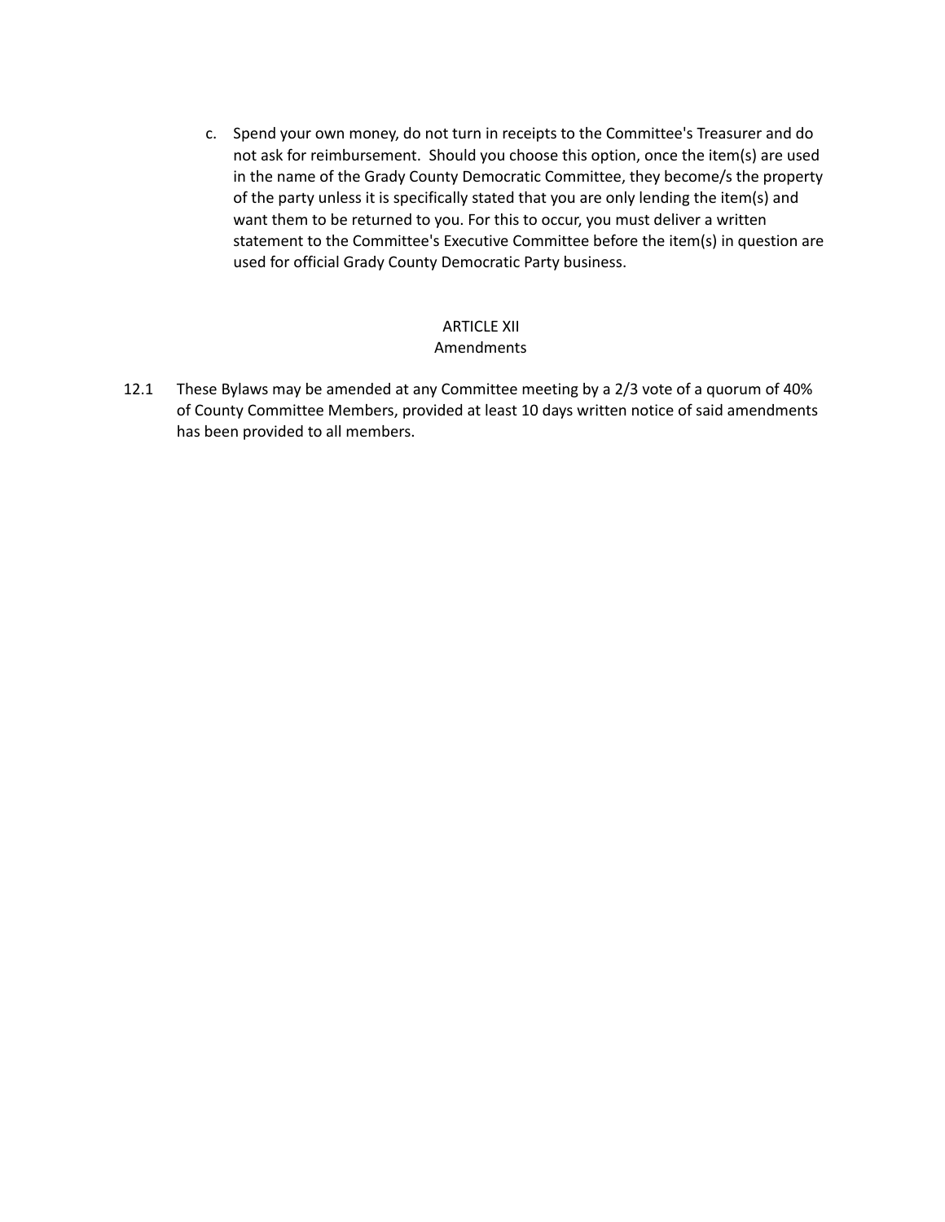c. Spend your own money, do not turn in receipts to the Committee's Treasurer and do not ask for reimbursement. Should you choose this option, once the item(s) are used in the name of the Grady County Democratic Committee, they become/s the property of the party unless it is specifically stated that you are only lending the item(s) and want them to be returned to you. For this to occur, you must deliver a written statement to the Committee's Executive Committee before the item(s) in question are used for official Grady County Democratic Party business.

## ARTICLE XII
## Amendments

12.1 These Bylaws may be amended at any Committee meeting by a 2/3 vote of a quorum of 40% of County Committee Members, provided at least 10 days written notice of said amendments has been provided to all members.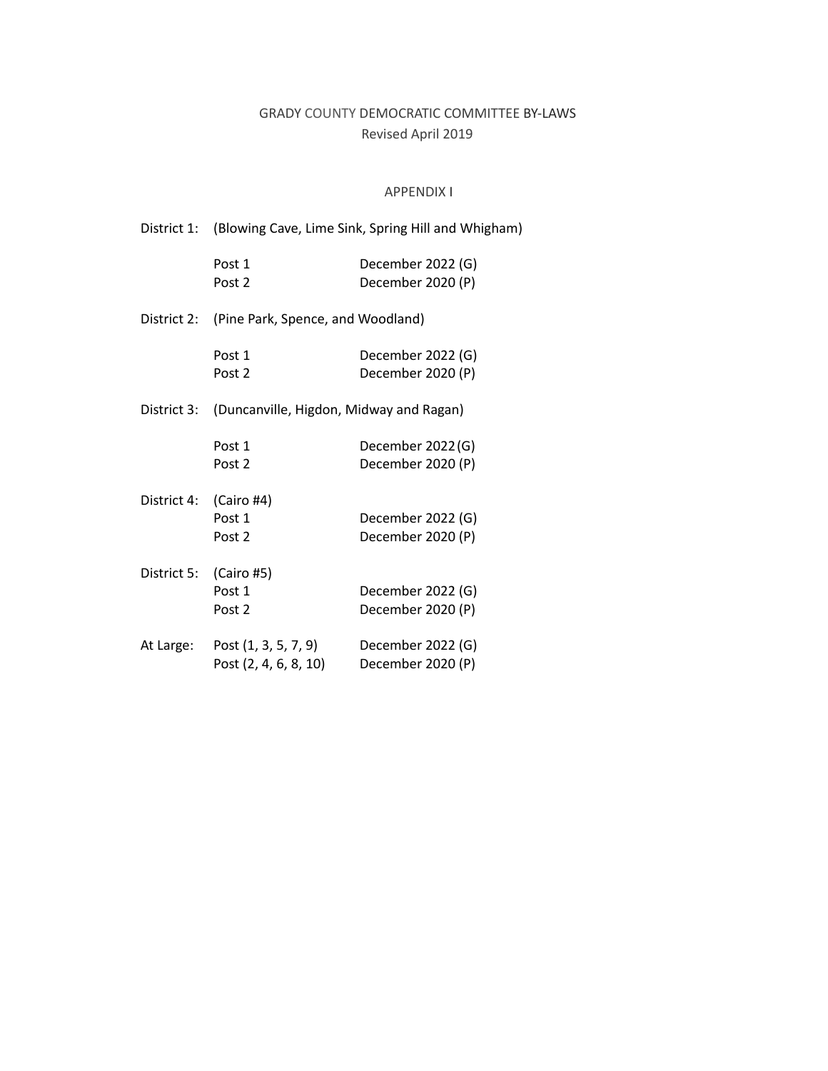GRADY COUNTY DEMOCRATIC COMMITTEE BY-LAWS
Revised April 2019

APPENDIX I

| | | |
|---|---|---|
| District 1: | (Blowing Cave, Lime Sink, Spring Hill and Whigham) | |
| | Post 1 | December 2022 (G) |
| | Post 2 | December 2020 (P) |
| District 2: | (Pine Park, Spence, and Woodland) | |
| | Post 1 | December 2022 (G) |
| | Post 2 | December 2020 (P) |
| District 3: | (Duncanville, Higdon, Midway and Ragan) | |
| | Post 1 | December 2022 (G) |
| | Post 2 | December 2020 (P) |
| District 4: | (Cairo #4) | |
| | Post 1 | December 2022 (G) |
| | Post 2 | December 2020 (P) |
| District 5: | (Cairo #5) | |
| | Post 1 | December 2022 (G) |
| | Post 2 | December 2020 (P) |
| At Large: | Post (1, 3, 5, 7, 9) | December 2022 (G) |
| | Post (2, 4, 6, 8, 10) | December 2020 (P) |